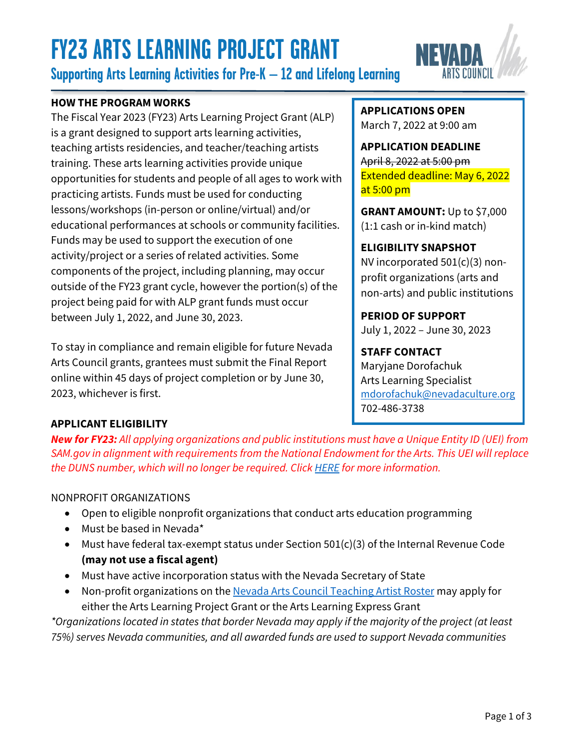# FY23 ARTS LEARNING PROJECT GRANT

## Supporting Arts Learning Activities for Pre-K – 12 and Lifelong Learning

### HOW THE PROGRAM WORKS

The Fiscal Year 2023 (FY23) Arts Learning Project Grant (ALP) is a grant designed to support arts learning activities, teaching artists residencies, and teacher/teaching artists training. These arts learning activities provide unique opportunities for students and people of all ages to work with practicing artists. Funds must be used for conducting lessons/workshops (in-person or online/virtual) and/or educational performances at schools or community facilities. Funds may be used to support the execution of one activity/project or a series of related activities. Some components of the project, including planning, may occur outside of the FY23 grant cycle, however the portion(s) of the project being paid for with ALP grant funds must occur between July 1, 2022, and June 30, 2023.

To stay in compliance and remain eligible for future Nevada Arts Council grants, grantees must submit the Final Report online within 45 days of project completion or by June 30, 2023, whichever is first.

**APPLICATIONS OPEN**
March 7, 2022 at 9:00 am

**APPLICATION DEADLINE**
~~April 8, 2022 at 5:00 pm~~
Extended deadline: May 6, 2022 at 5:00 pm

**GRANT AMOUNT:** Up to $7,000 (1:1 cash or in-kind match)

**ELIGIBILITY SNAPSHOT**
NV incorporated 501(c)(3) non-profit organizations (arts and non-arts) and public institutions

**PERIOD OF SUPPORT**
July 1, 2022 – June 30, 2023

**STAFF CONTACT**
Maryjane Dorofachuk
Arts Learning Specialist
mdorofachuk@nevadaculture.org
702-486-3738

### APPLICANT ELIGIBILITY

***New for FY23:*** *All applying organizations and public institutions must have a Unique Entity ID (UEI) from SAM.gov in alignment with requirements from the National Endowment for the Arts. This UEI will replace the DUNS number, which will no longer be required. Click HERE for more information.*

NONPROFIT ORGANIZATIONS

- Open to eligible nonprofit organizations that conduct arts education programming
- Must be based in Nevada*
- Must have federal tax-exempt status under Section 501(c)(3) of the Internal Revenue Code **(may not use a fiscal agent)**
- Must have active incorporation status with the Nevada Secretary of State
- Non-profit organizations on the Nevada Arts Council Teaching Artist Roster may apply for either the Arts Learning Project Grant or the Arts Learning Express Grant

*\*Organizations located in states that border Nevada may apply if the majority of the project (at least 75%) serves Nevada communities, and all awarded funds are used to support Nevada communities*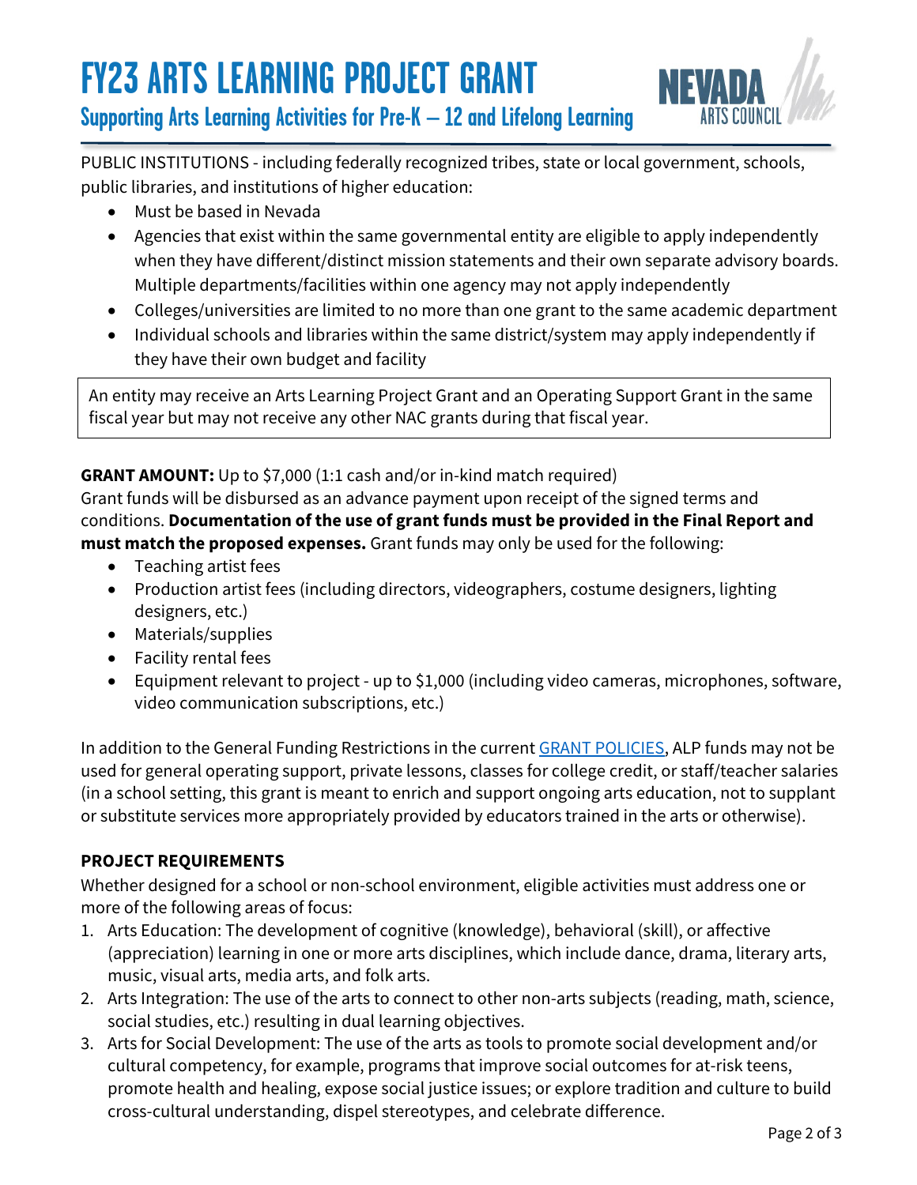PUBLIC INSTITUTIONS - including federally recognized tribes, state or local government, schools, public libraries, and institutions of higher education:

- Must be based in Nevada
- Agencies that exist within the same governmental entity are eligible to apply independently when they have different/distinct mission statements and their own separate advisory boards. Multiple departments/facilities within one agency may not apply independently
- Colleges/universities are limited to no more than one grant to the same academic department
- Individual schools and libraries within the same district/system may apply independently if they have their own budget and facility

An entity may receive an Arts Learning Project Grant and an Operating Support Grant in the same fiscal year but may not receive any other NAC grants during that fiscal year.

**GRANT AMOUNT:** Up to $7,000 (1:1 cash and/or in-kind match required)
Grant funds will be disbursed as an advance payment upon receipt of the signed terms and conditions. **Documentation of the use of grant funds must be provided in the Final Report and must match the proposed expenses.** Grant funds may only be used for the following:

- Teaching artist fees
- Production artist fees (including directors, videographers, costume designers, lighting designers, etc.)
- Materials/supplies
- Facility rental fees
- Equipment relevant to project - up to $1,000 (including video cameras, microphones, software, video communication subscriptions, etc.)

In addition to the General Funding Restrictions in the current [GRANT POLICIES](), ALP funds may not be used for general operating support, private lessons, classes for college credit, or staff/teacher salaries (in a school setting, this grant is meant to enrich and support ongoing arts education, not to supplant or substitute services more appropriately provided by educators trained in the arts or otherwise).

**PROJECT REQUIREMENTS**

Whether designed for a school or non-school environment, eligible activities must address one or more of the following areas of focus:

1. Arts Education: The development of cognitive (knowledge), behavioral (skill), or affective (appreciation) learning in one or more arts disciplines, which include dance, drama, literary arts, music, visual arts, media arts, and folk arts.
2. Arts Integration: The use of the arts to connect to other non-arts subjects (reading, math, science, social studies, etc.) resulting in dual learning objectives.
3. Arts for Social Development: The use of the arts as tools to promote social development and/or cultural competency, for example, programs that improve social outcomes for at-risk teens, promote health and healing, expose social justice issues; or explore tradition and culture to build cross-cultural understanding, dispel stereotypes, and celebrate difference.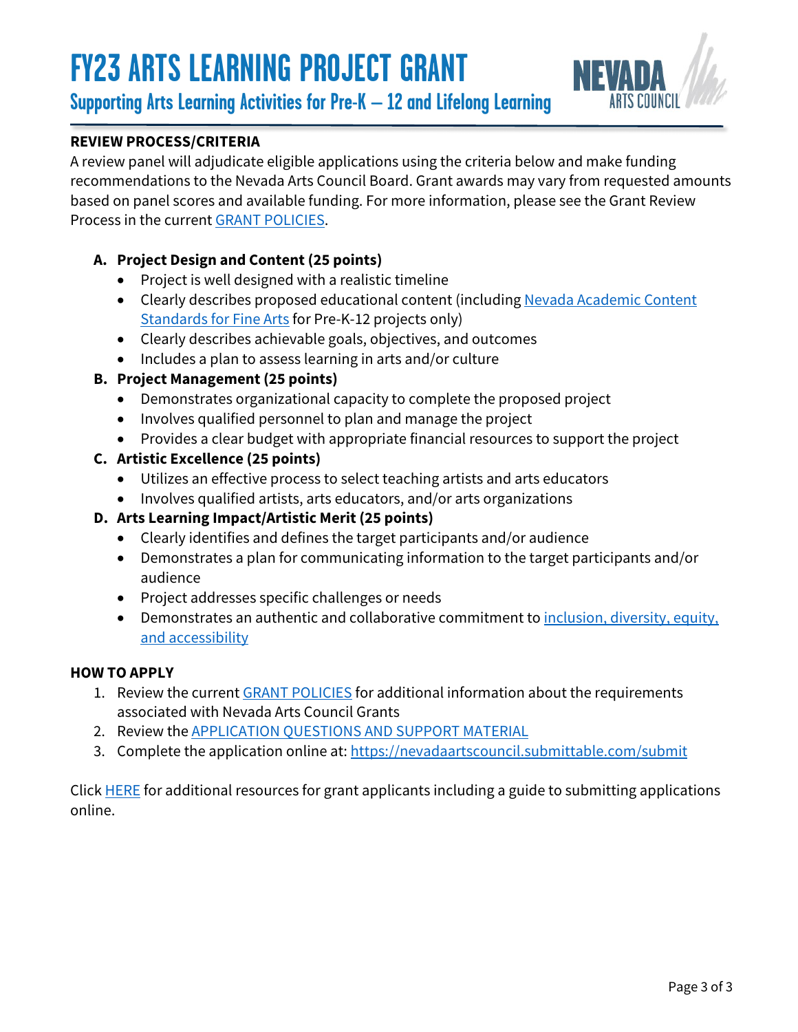# FY23 ARTS LEARNING PROJECT GRANT

## Supporting Arts Learning Activities for Pre-K – 12 and Lifelong Learning

NEVADA ARTS COUNCIL

**REVIEW PROCESS/CRITERIA**

A review panel will adjudicate eligible applications using the criteria below and make funding recommendations to the Nevada Arts Council Board. Grant awards may vary from requested amounts based on panel scores and available funding. For more information, please see the Grant Review Process in the current GRANT POLICIES.

A. **Project Design and Content (25 points)**
   - Project is well designed with a realistic timeline
   - Clearly describes proposed educational content (including Nevada Academic Content Standards for Fine Arts for Pre-K-12 projects only)
   - Clearly describes achievable goals, objectives, and outcomes
   - Includes a plan to assess learning in arts and/or culture

B. **Project Management (25 points)**
   - Demonstrates organizational capacity to complete the proposed project
   - Involves qualified personnel to plan and manage the project
   - Provides a clear budget with appropriate financial resources to support the project

C. **Artistic Excellence (25 points)**
   - Utilizes an effective process to select teaching artists and arts educators
   - Involves qualified artists, arts educators, and/or arts organizations

D. **Arts Learning Impact/Artistic Merit (25 points)**
   - Clearly identifies and defines the target participants and/or audience
   - Demonstrates a plan for communicating information to the target participants and/or audience
   - Project addresses specific challenges or needs
   - Demonstrates an authentic and collaborative commitment to inclusion, diversity, equity, and accessibility

**HOW TO APPLY**

1. Review the current GRANT POLICIES for additional information about the requirements associated with Nevada Arts Council Grants
2. Review the APPLICATION QUESTIONS AND SUPPORT MATERIAL
3. Complete the application online at: https://nevadaartscouncil.submittable.com/submit

Click HERE for additional resources for grant applicants including a guide to submitting applications online.